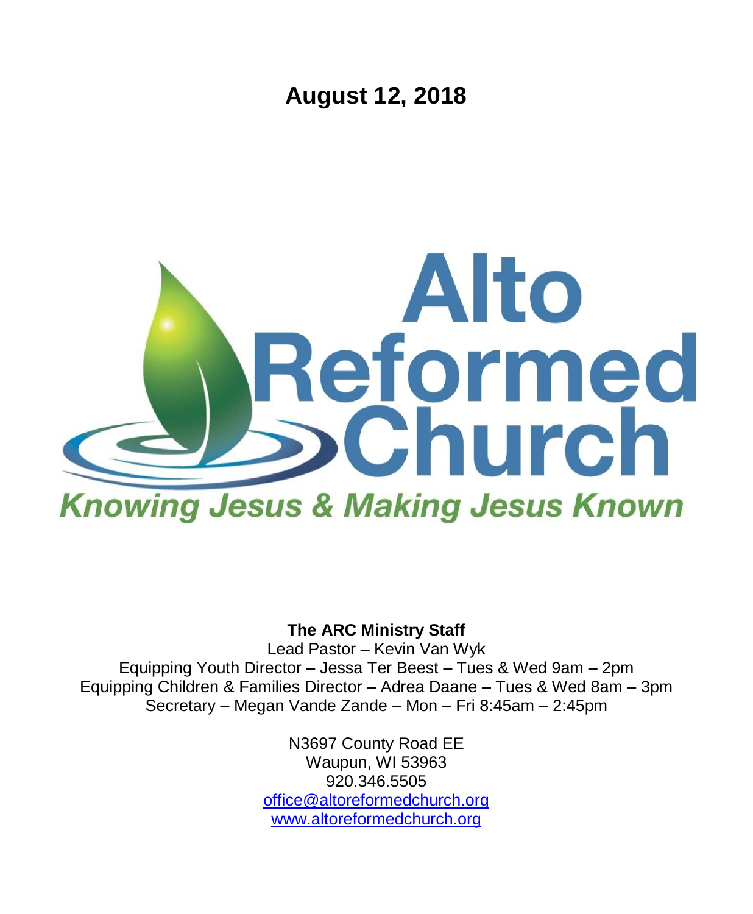# August 12, 2018

# Alto Reformed Church

*Knowing Jesus & Making Jesus Known*

**The ARC Ministry Staff**

Lead Pastor – Kevin Van Wyk
Equipping Youth Director – Jessa Ter Beest – Tues & Wed 9am – 2pm
Equipping Children & Families Director – Adrea Daane – Tues & Wed 8am – 3pm
Secretary – Megan Vande Zande – Mon – Fri 8:45am – 2:45pm

N3697 County Road EE
Waupun, WI 53963
920.346.5505
office@altoreformedchurch.org
www.altoreformedchurch.org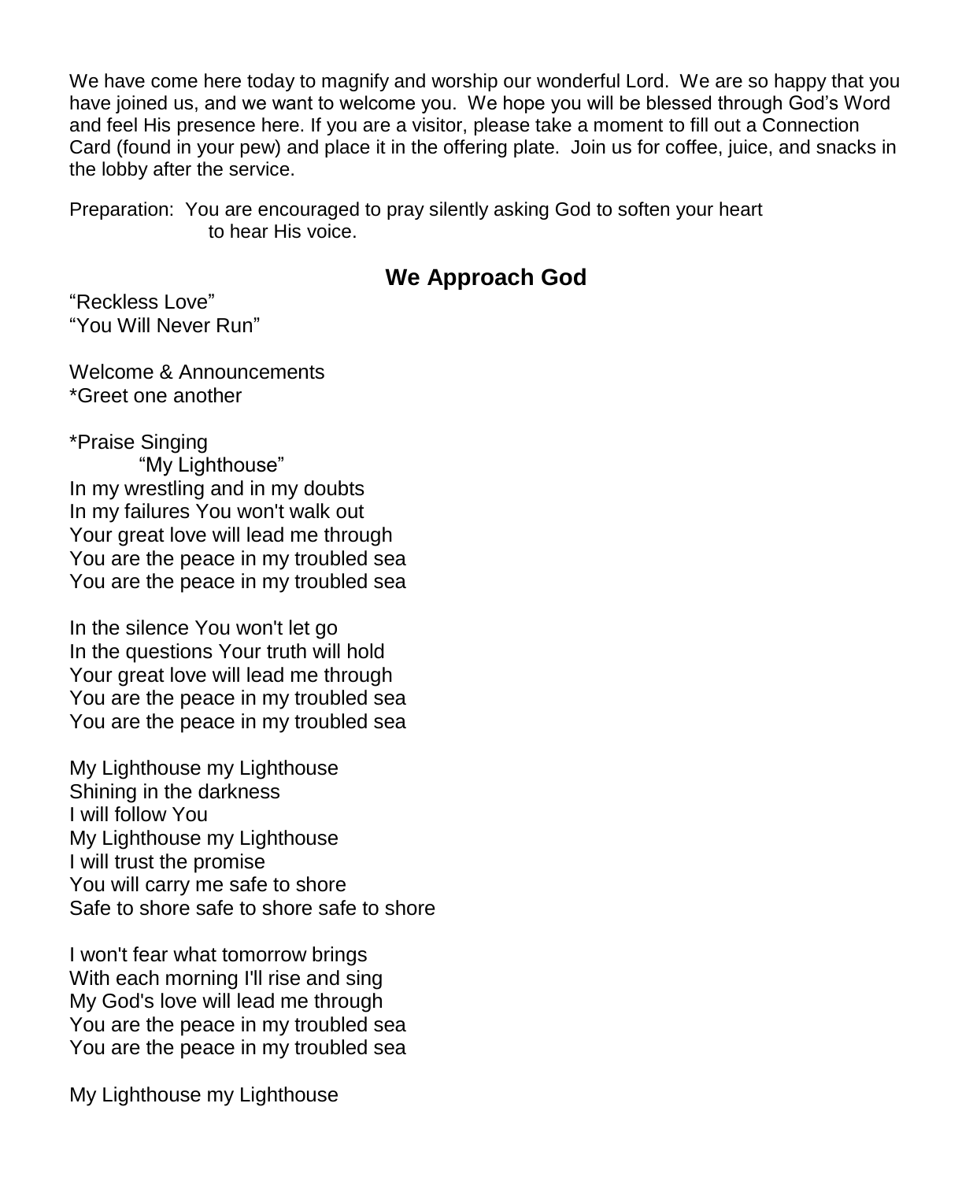We have come here today to magnify and worship our wonderful Lord. We are so happy that you have joined us, and we want to welcome you. We hope you will be blessed through God's Word and feel His presence here. If you are a visitor, please take a moment to fill out a Connection Card (found in your pew) and place it in the offering plate. Join us for coffee, juice, and snacks in the lobby after the service.

Preparation: You are encouraged to pray silently asking God to soften your heart to hear His voice.

## We Approach God

"Reckless Love"
"You Will Never Run"

Welcome & Announcements
*Greet one another

*Praise Singing
"My Lighthouse"
In my wrestling and in my doubts
In my failures You won't walk out
Your great love will lead me through
You are the peace in my troubled sea
You are the peace in my troubled sea

In the silence You won't let go
In the questions Your truth will hold
Your great love will lead me through
You are the peace in my troubled sea
You are the peace in my troubled sea

My Lighthouse my Lighthouse
Shining in the darkness
I will follow You
My Lighthouse my Lighthouse
I will trust the promise
You will carry me safe to shore
Safe to shore safe to shore safe to shore

I won't fear what tomorrow brings
With each morning I'll rise and sing
My God's love will lead me through
You are the peace in my troubled sea
You are the peace in my troubled sea

My Lighthouse my Lighthouse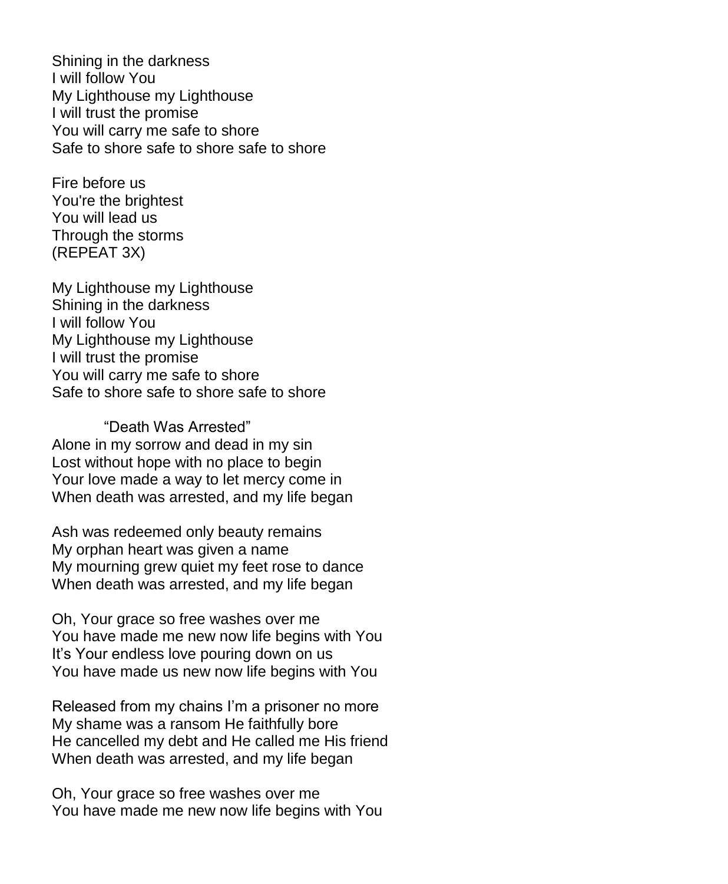Shining in the darkness
I will follow You
My Lighthouse my Lighthouse
I will trust the promise
You will carry me safe to shore
Safe to shore safe to shore safe to shore

Fire before us
You're the brightest
You will lead us
Through the storms
(REPEAT 3X)

My Lighthouse my Lighthouse
Shining in the darkness
I will follow You
My Lighthouse my Lighthouse
I will trust the promise
You will carry me safe to shore
Safe to shore safe to shore safe to shore

"Death Was Arrested"

Alone in my sorrow and dead in my sin
Lost without hope with no place to begin
Your love made a way to let mercy come in
When death was arrested, and my life began

Ash was redeemed only beauty remains
My orphan heart was given a name
My mourning grew quiet my feet rose to dance
When death was arrested, and my life began

Oh, Your grace so free washes over me
You have made me new now life begins with You
It's Your endless love pouring down on us
You have made us new now life begins with You

Released from my chains I'm a prisoner no more
My shame was a ransom He faithfully bore
He cancelled my debt and He called me His friend
When death was arrested, and my life began

Oh, Your grace so free washes over me
You have made me new now life begins with You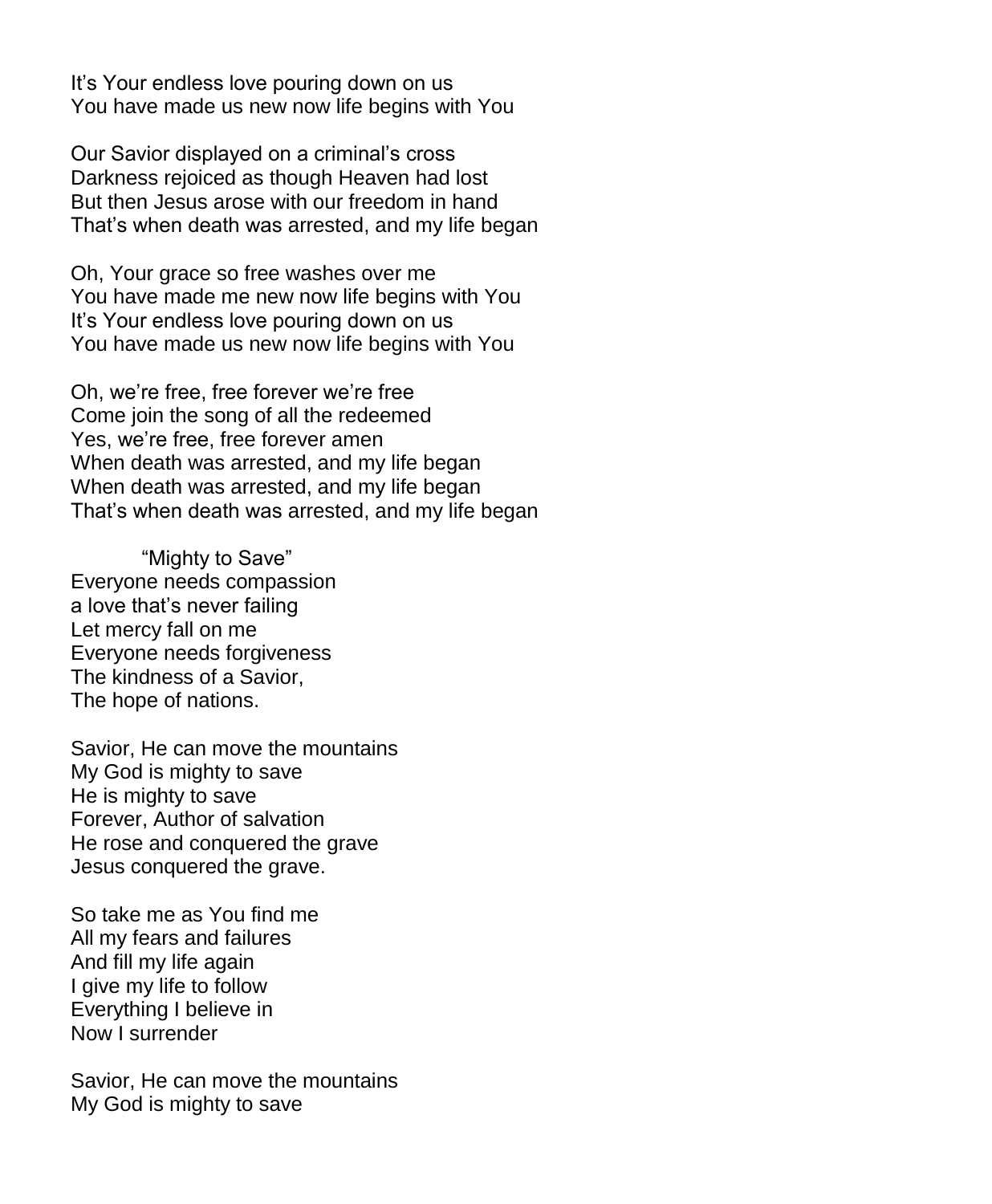It's Your endless love pouring down on us
You have made us new now life begins with You

Our Savior displayed on a criminal's cross
Darkness rejoiced as though Heaven had lost
But then Jesus arose with our freedom in hand
That's when death was arrested, and my life began

Oh, Your grace so free washes over me
You have made me new now life begins with You
It's Your endless love pouring down on us
You have made us new now life begins with You

Oh, we're free, free forever we're free
Come join the song of all the redeemed
Yes, we're free, free forever amen
When death was arrested, and my life began
When death was arrested, and my life began
That's when death was arrested, and my life began

"Mighty to Save"

Everyone needs compassion
a love that's never failing
Let mercy fall on me
Everyone needs forgiveness
The kindness of a Savior,
The hope of nations.

Savior, He can move the mountains
My God is mighty to save
He is mighty to save
Forever, Author of salvation
He rose and conquered the grave
Jesus conquered the grave.

So take me as You find me
All my fears and failures
And fill my life again
I give my life to follow
Everything I believe in
Now I surrender

Savior, He can move the mountains
My God is mighty to save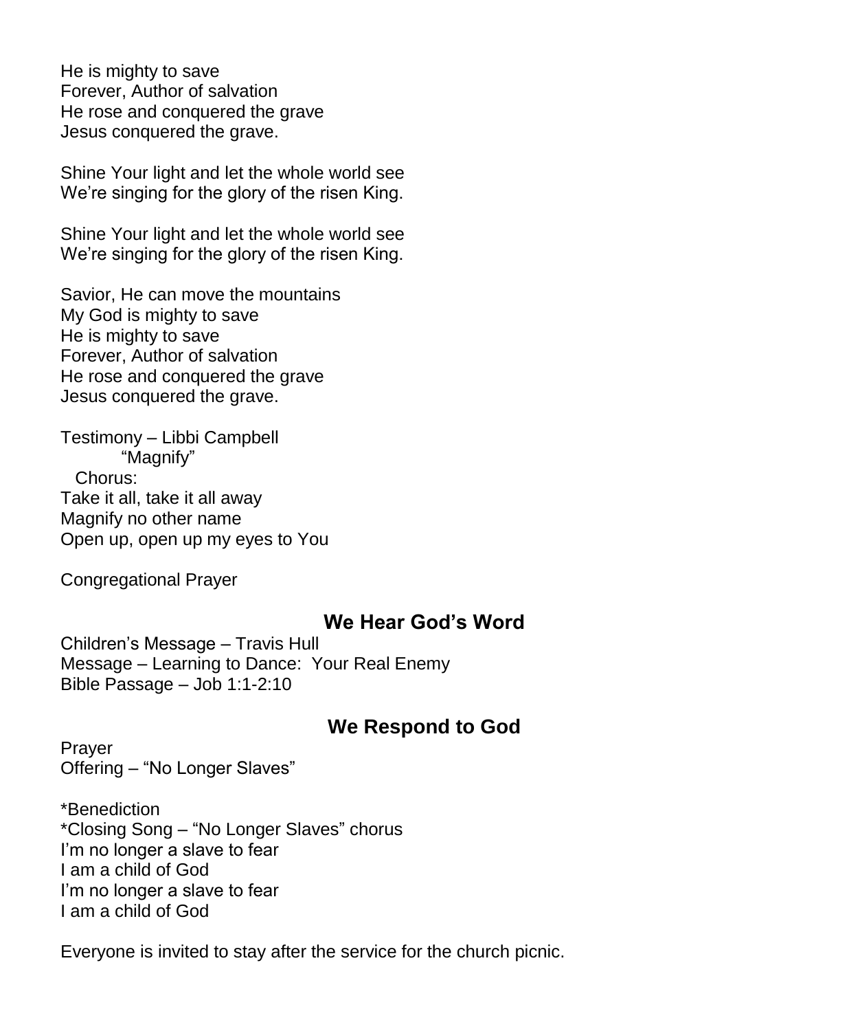He is mighty to save
Forever, Author of salvation
He rose and conquered the grave
Jesus conquered the grave.

Shine Your light and let the whole world see
We're singing for the glory of the risen King.

Shine Your light and let the whole world see
We're singing for the glory of the risen King.

Savior, He can move the mountains
My God is mighty to save
He is mighty to save
Forever, Author of salvation
He rose and conquered the grave
Jesus conquered the grave.

Testimony – Libbi Campbell
"Magnify"
Chorus:
Take it all, take it all away
Magnify no other name
Open up, open up my eyes to You

Congregational Prayer

## We Hear God's Word

Children's Message – Travis Hull
Message – Learning to Dance: Your Real Enemy
Bible Passage – Job 1:1-2:10

## We Respond to God

Prayer
Offering – "No Longer Slaves"

*Benediction
*Closing Song – "No Longer Slaves" chorus
I'm no longer a slave to fear
I am a child of God
I'm no longer a slave to fear
I am a child of God

Everyone is invited to stay after the service for the church picnic.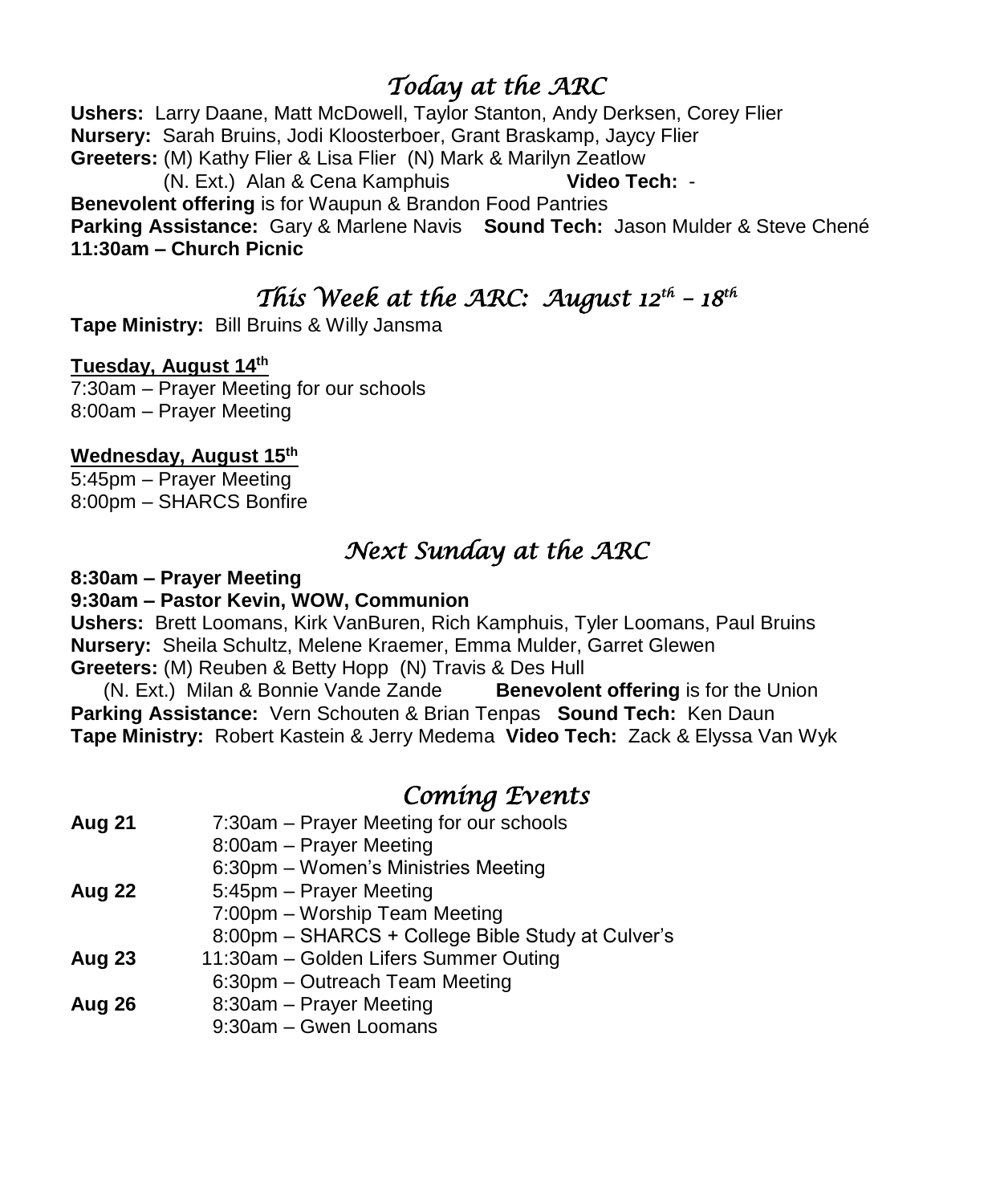## *Today at the ARC*

**Ushers:** Larry Daane, Matt McDowell, Taylor Stanton, Andy Derksen, Corey Flier
**Nursery:** Sarah Bruins, Jodi Kloosterboer, Grant Braskamp, Jaycy Flier
**Greeters:** (M) Kathy Flier & Lisa Flier (N) Mark & Marilyn Zeatlow
(N. Ext.) Alan & Cena Kamphuis **Video Tech:** -
**Benevolent offering** is for Waupun & Brandon Food Pantries
**Parking Assistance:** Gary & Marlene Navis **Sound Tech:** Jason Mulder & Steve Chené
**11:30am – Church Picnic**

## *This Week at the ARC: August 12th – 18th*

**Tape Ministry:** Bill Bruins & Willy Jansma

**Tuesday, August 14th**

7:30am – Prayer Meeting for our schools
8:00am – Prayer Meeting

**Wednesday, August 15th**

5:45pm – Prayer Meeting
8:00pm – SHARCS Bonfire

## *Next Sunday at the ARC*

**8:30am – Prayer Meeting**
**9:30am – Pastor Kevin, WOW, Communion**
**Ushers:** Brett Loomans, Kirk VanBuren, Rich Kamphuis, Tyler Loomans, Paul Bruins
**Nursery:** Sheila Schultz, Melene Kraemer, Emma Mulder, Garret Glewen
**Greeters:** (M) Reuben & Betty Hopp (N) Travis & Des Hull
(N. Ext.) Milan & Bonnie Vande Zande **Benevolent offering** is for the Union
**Parking Assistance:** Vern Schouten & Brian Tenpas **Sound Tech:** Ken Daun
**Tape Ministry:** Robert Kastein & Jerry Medema **Video Tech:** Zack & Elyssa Van Wyk

## *Coming Events*

**Aug 21**
7:30am – Prayer Meeting for our schools
8:00am – Prayer Meeting
6:30pm – Women's Ministries Meeting

**Aug 22**
5:45pm – Prayer Meeting
7:00pm – Worship Team Meeting
8:00pm – SHARCS + College Bible Study at Culver's

**Aug 23**
11:30am – Golden Lifers Summer Outing
6:30pm – Outreach Team Meeting

**Aug 26**
8:30am – Prayer Meeting
9:30am – Gwen Loomans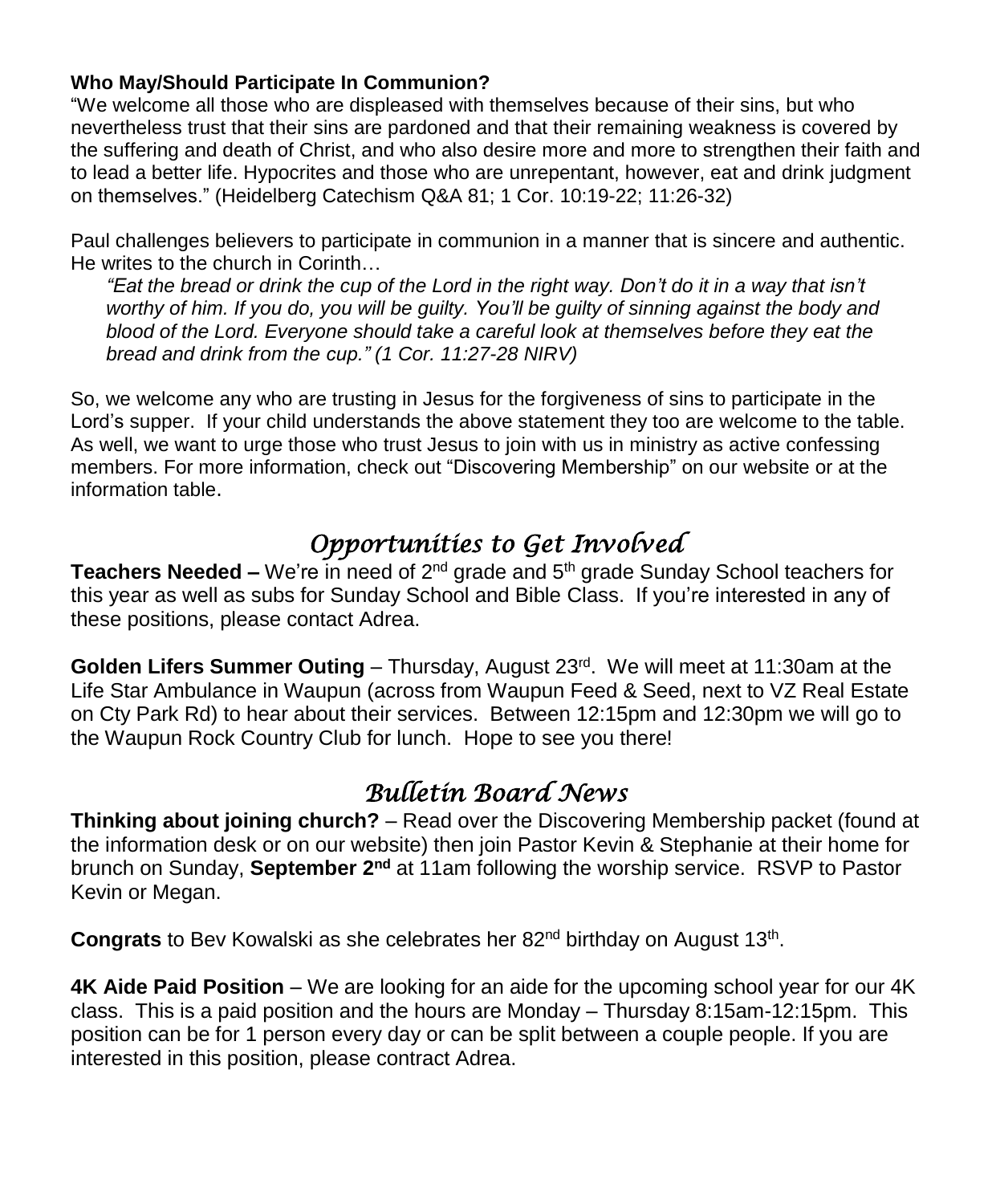**Who May/Should Participate In Communion?**

"We welcome all those who are displeased with themselves because of their sins, but who nevertheless trust that their sins are pardoned and that their remaining weakness is covered by the suffering and death of Christ, and who also desire more and more to strengthen their faith and to lead a better life. Hypocrites and those who are unrepentant, however, eat and drink judgment on themselves." (Heidelberg Catechism Q&A 81; 1 Cor. 10:19-22; 11:26-32)

Paul challenges believers to participate in communion in a manner that is sincere and authentic. He writes to the church in Corinth…

> *"Eat the bread or drink the cup of the Lord in the right way. Don't do it in a way that isn't worthy of him. If you do, you will be guilty. You'll be guilty of sinning against the body and blood of the Lord. Everyone should take a careful look at themselves before they eat the bread and drink from the cup." (1 Cor. 11:27-28 NIRV)*

So, we welcome any who are trusting in Jesus for the forgiveness of sins to participate in the Lord's supper. If your child understands the above statement they too are welcome to the table. As well, we want to urge those who trust Jesus to join with us in ministry as active confessing members. For more information, check out "Discovering Membership" on our website or at the information table.

## *Opportunities to Get Involved*

**Teachers Needed –** We're in need of 2nd grade and 5th grade Sunday School teachers for this year as well as subs for Sunday School and Bible Class. If you're interested in any of these positions, please contact Adrea.

**Golden Lifers Summer Outing** – Thursday, August 23rd. We will meet at 11:30am at the Life Star Ambulance in Waupun (across from Waupun Feed & Seed, next to VZ Real Estate on Cty Park Rd) to hear about their services. Between 12:15pm and 12:30pm we will go to the Waupun Rock Country Club for lunch. Hope to see you there!

## *Bulletin Board News*

**Thinking about joining church?** – Read over the Discovering Membership packet (found at the information desk or on our website) then join Pastor Kevin & Stephanie at their home for brunch on Sunday, **September 2nd** at 11am following the worship service. RSVP to Pastor Kevin or Megan.

**Congrats** to Bev Kowalski as she celebrates her 82nd birthday on August 13th.

**4K Aide Paid Position** – We are looking for an aide for the upcoming school year for our 4K class. This is a paid position and the hours are Monday – Thursday 8:15am-12:15pm. This position can be for 1 person every day or can be split between a couple people. If you are interested in this position, please contract Adrea.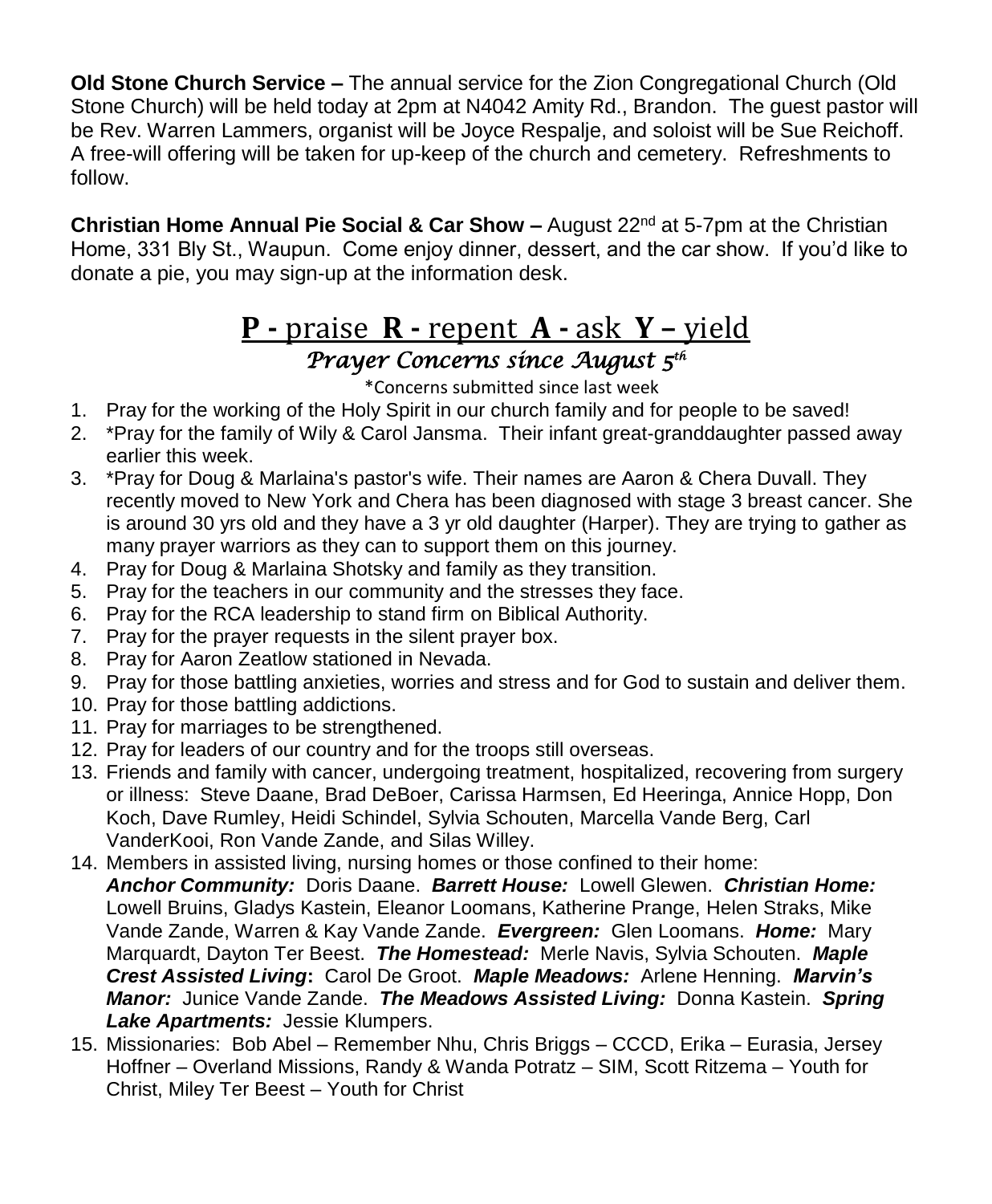**Old Stone Church Service –** The annual service for the Zion Congregational Church (Old Stone Church) will be held today at 2pm at N4042 Amity Rd., Brandon. The guest pastor will be Rev. Warren Lammers, organist will be Joyce Respalje, and soloist will be Sue Reichoff. A free-will offering will be taken for up-keep of the church and cemetery. Refreshments to follow.

**Christian Home Annual Pie Social & Car Show –** August 22nd at 5-7pm at the Christian Home, 331 Bly St., Waupun. Come enjoy dinner, dessert, and the car show. If you'd like to donate a pie, you may sign-up at the information desk.

# **P -** praise **R -** repent **A -** ask **Y –** yield

## *Prayer Concerns since August 5th*

\*Concerns submitted since last week

1. Pray for the working of the Holy Spirit in our church family and for people to be saved!
2. \*Pray for the family of Wily & Carol Jansma. Their infant great-granddaughter passed away earlier this week.
3. \*Pray for Doug & Marlaina's pastor's wife. Their names are Aaron & Chera Duvall. They recently moved to New York and Chera has been diagnosed with stage 3 breast cancer. She is around 30 yrs old and they have a 3 yr old daughter (Harper). They are trying to gather as many prayer warriors as they can to support them on this journey.
4. Pray for Doug & Marlaina Shotsky and family as they transition.
5. Pray for the teachers in our community and the stresses they face.
6. Pray for the RCA leadership to stand firm on Biblical Authority.
7. Pray for the prayer requests in the silent prayer box.
8. Pray for Aaron Zeatlow stationed in Nevada.
9. Pray for those battling anxieties, worries and stress and for God to sustain and deliver them.
10. Pray for those battling addictions.
11. Pray for marriages to be strengthened.
12. Pray for leaders of our country and for the troops still overseas.
13. Friends and family with cancer, undergoing treatment, hospitalized, recovering from surgery or illness: Steve Daane, Brad DeBoer, Carissa Harmsen, Ed Heeringa, Annice Hopp, Don Koch, Dave Rumley, Heidi Schindel, Sylvia Schouten, Marcella Vande Berg, Carl VanderKooi, Ron Vande Zande, and Silas Willey.
14. Members in assisted living, nursing homes or those confined to their home: ***Anchor Community:*** Doris Daane. ***Barrett House:*** Lowell Glewen. ***Christian Home:*** Lowell Bruins, Gladys Kastein, Eleanor Loomans, Katherine Prange, Helen Straks, Mike Vande Zande, Warren & Kay Vande Zande. ***Evergreen:*** Glen Loomans. ***Home:*** Mary Marquardt, Dayton Ter Beest. ***The Homestead:*** Merle Navis, Sylvia Schouten. ***Maple Crest Assisted Living*:** Carol De Groot. ***Maple Meadows:*** Arlene Henning. ***Marvin's Manor:*** Junice Vande Zande. ***The Meadows Assisted Living:*** Donna Kastein. ***Spring Lake Apartments:*** Jessie Klumpers.
15. Missionaries: Bob Abel – Remember Nhu, Chris Briggs – CCCD, Erika – Eurasia, Jersey Hoffner – Overland Missions, Randy & Wanda Potratz – SIM, Scott Ritzema – Youth for Christ, Miley Ter Beest – Youth for Christ